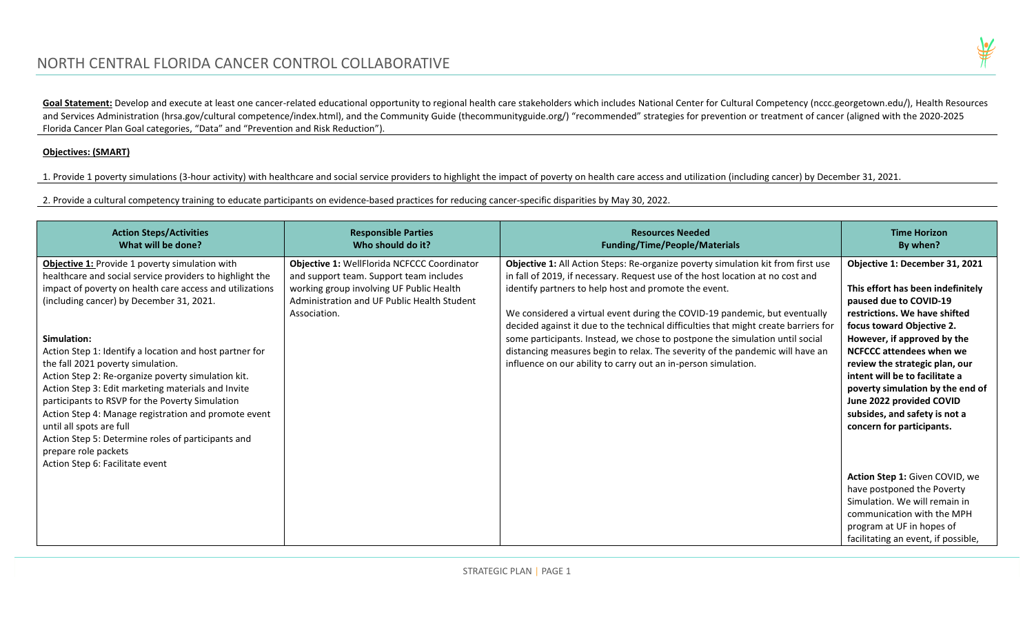# NORTH CENTRAL FLORIDA CANCER CONTROL COLLABORATIVE

**Goal Statement:** Develop and execute at least one cancer-related educational opportunity to regional health care stakeholders which includes National Center for Cultural Competency (nccc.georgetown.edu/), Health Resources and Services Administration (hrsa.gov/cultural competence/index.html), and the Community Guide (thecommunityguide.org/) "recommended" strategies for prevention or treatment of cancer (aligned with the 2020-2025 Florida Cancer Plan Goal categories, "Data" and "Prevention and Risk Reduction").

**Objectives: (SMART)**

1. Provide 1 poverty simulations (3-hour activity) with healthcare and social service providers to highlight the impact of poverty on health care access and utilization (including cancer) by December 31, 2021.

2. Provide a cultural competency training to educate participants on evidence-based practices for reducing cancer-specific disparities by May 30, 2022.

| Action Steps/Activities<br>What will be done? | Responsible Parties<br>Who should do it? | Resources Needed<br>Funding/Time/People/Materials | Time Horizon<br>By when? |
|---|---|---|---|
| **Objective 1:** Provide 1 poverty simulation with healthcare and social service providers to highlight the impact of poverty on health care access and utilizations (including cancer) by December 31, 2021.<br><br>**Simulation:**<br>Action Step 1: Identify a location and host partner for the fall 2021 poverty simulation.<br>Action Step 2: Re-organize poverty simulation kit.<br>Action Step 3: Edit marketing materials and Invite participants to RSVP for the Poverty Simulation<br>Action Step 4: Manage registration and promote event until all spots are full<br>Action Step 5: Determine roles of participants and prepare role packets<br>Action Step 6: Facilitate event | **Objective 1:** WellFlorida NCFCCC Coordinator and support team. Support team includes working group involving UF Public Health Administration and UF Public Health Student Association. | **Objective 1:** All Action Steps: Re-organize poverty simulation kit from first use in fall of 2019, if necessary. Request use of the host location at no cost and identify partners to help host and promote the event.<br><br>We considered a virtual event during the COVID-19 pandemic, but eventually decided against it due to the technical difficulties that might create barriers for some participants. Instead, we chose to postpone the simulation until social distancing measures begin to relax. The severity of the pandemic will have an influence on our ability to carry out an in-person simulation. | **Objective 1: December 31, 2021**<br><br>**This effort has been indefinitely paused due to COVID-19 restrictions. We have shifted focus toward Objective 2. However, if approved by the NCFCCC attendees when we review the strategic plan, our intent will be to facilitate a poverty simulation by the end of June 2022 provided COVID subsides, and safety is not a concern for participants.**<br><br>**Action Step 1:** Given COVID, we have postponed the Poverty Simulation. We will remain in communication with the MPH program at UF in hopes of facilitating an event, if possible, |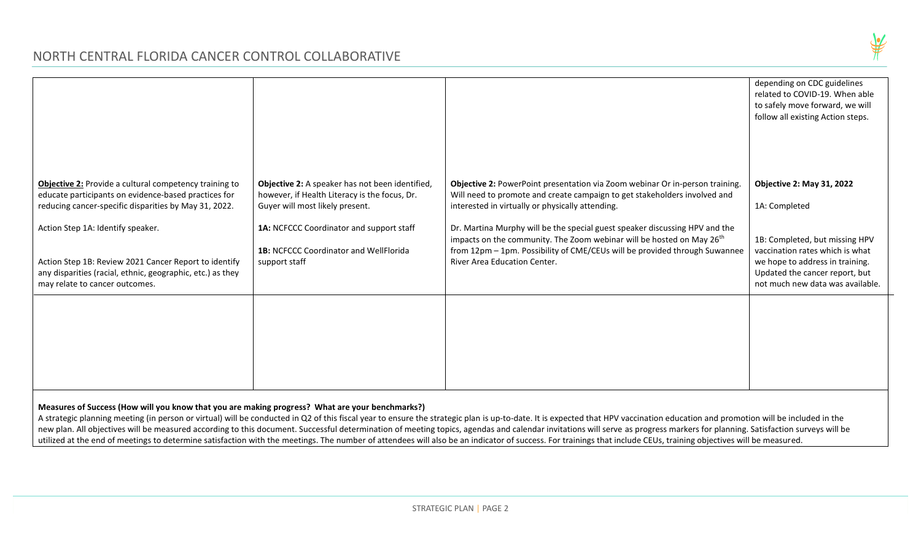| | | | |
|---|---|---|---|
| | | | depending on CDC guidelines related to COVID-19. When able to safely move forward, we will follow all existing Action steps. |
| **Objective 2:** Provide a cultural competency training to educate participants on evidence-based practices for reducing cancer-specific disparities by May 31, 2022.<br><br>Action Step 1A: Identify speaker.<br><br>Action Step 1B: Review 2021 Cancer Report to identify any disparities (racial, ethnic, geographic, etc.) as they may relate to cancer outcomes. | **Objective 2:** A speaker has not been identified, however, if Health Literacy is the focus, Dr. Guyer will most likely present.<br><br>**1A:** NCFCCC Coordinator and support staff<br><br>**1B:** NCFCCC Coordinator and WellFlorida support staff | **Objective 2:** PowerPoint presentation via Zoom webinar Or in-person training. Will need to promote and create campaign to get stakeholders involved and interested in virtually or physically attending.<br><br>Dr. Martina Murphy will be the special guest speaker discussing HPV and the impacts on the community. The Zoom webinar will be hosted on May 26th from 12pm – 1pm. Possibility of CME/CEUs will be provided through Suwannee River Area Education Center. | **Objective 2: May 31, 2022**<br><br>1A: Completed<br><br>1B: Completed, but missing HPV vaccination rates which is what we hope to address in training. Updated the cancer report, but not much new data was available. |
| | | | |

**Measures of Success (How will you know that you are making progress? What are your benchmarks?)**

A strategic planning meeting (in person or virtual) will be conducted in Q2 of this fiscal year to ensure the strategic plan is up-to-date. It is expected that HPV vaccination education and promotion will be included in the new plan. All objectives will be measured according to this document. Successful determination of meeting topics, agendas and calendar invitations will serve as progress markers for planning. Satisfaction surveys will be utilized at the end of meetings to determine satisfaction with the meetings. The number of attendees will also be an indicator of success. For trainings that include CEUs, training objectives will be measured.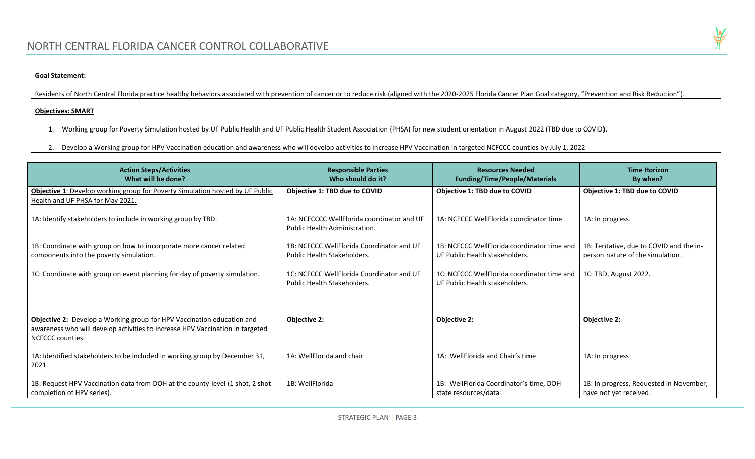# NORTH CENTRAL FLORIDA CANCER CONTROL COLLABORATIVE

**Goal Statement:**

Residents of North Central Florida practice healthy behaviors associated with prevention of cancer or to reduce risk (aligned with the 2020-2025 Florida Cancer Plan Goal category, "Prevention and Risk Reduction").

**Objectives: SMART**

1. Working group for Poverty Simulation hosted by UF Public Health and UF Public Health Student Association (PHSA) for new student orientation in August 2022 (TBD due to COVID).
2. Develop a Working group for HPV Vaccination education and awareness who will develop activities to increase HPV Vaccination in targeted NCFCCC counties by July 1, 2022

| Action Steps/Activities<br>What will be done? | Responsible Parties<br>Who should do it? | Resources Needed<br>Funding/Time/People/Materials | Time Horizon<br>By when? |
|---|---|---|---|
| **Objective 1**: Develop working group for Poverty Simulation hosted by UF Public Health and UF PHSA for May 2021. | **Objective 1: TBD due to COVID** | **Objective 1: TBD due to COVID** | **Objective 1: TBD due to COVID** |
| 1A: Identify stakeholders to include in working group by TBD. | 1A: NCFCCCC WellFlorida coordinator and UF Public Health Administration. | 1A: NCFCCC WellFlorida coordinator time | 1A: In progress. |
| 1B: Coordinate with group on how to incorporate more cancer related components into the poverty simulation. | 1B: NCFCCC WellFlorida Coordinator and UF Public Health Stakeholders. | 1B: NCFCCC WellFlorida coordinator time and UF Public Health stakeholders. | 1B: Tentative, due to COVID and the in-person nature of the simulation. |
| 1C: Coordinate with group on event planning for day of poverty simulation. | 1C: NCFCCC WellFlorida Coordinator and UF Public Health Stakeholders. | 1C: NCFCCC WellFlorida coordinator time and UF Public Health stakeholders. | 1C: TBD, August 2022. |
| **Objective 2:** Develop a Working group for HPV Vaccination education and awareness who will develop activities to increase HPV Vaccination in targeted NCFCCC counties. | **Objective 2:** | **Objective 2:** | **Objective 2:** |
| 1A: Identified stakeholders to be included in working group by December 31, 2021. | 1A: WellFlorida and chair | 1A: WellFlorida and Chair's time | 1A: In progress |
| 1B: Request HPV Vaccination data from DOH at the county-level (1 shot, 2 shot completion of HPV series). | 1B: WellFlorida | 1B: WellFlorida Coordinator's time, DOH state resources/data | 1B: In progress, Requested in November, have not yet received. |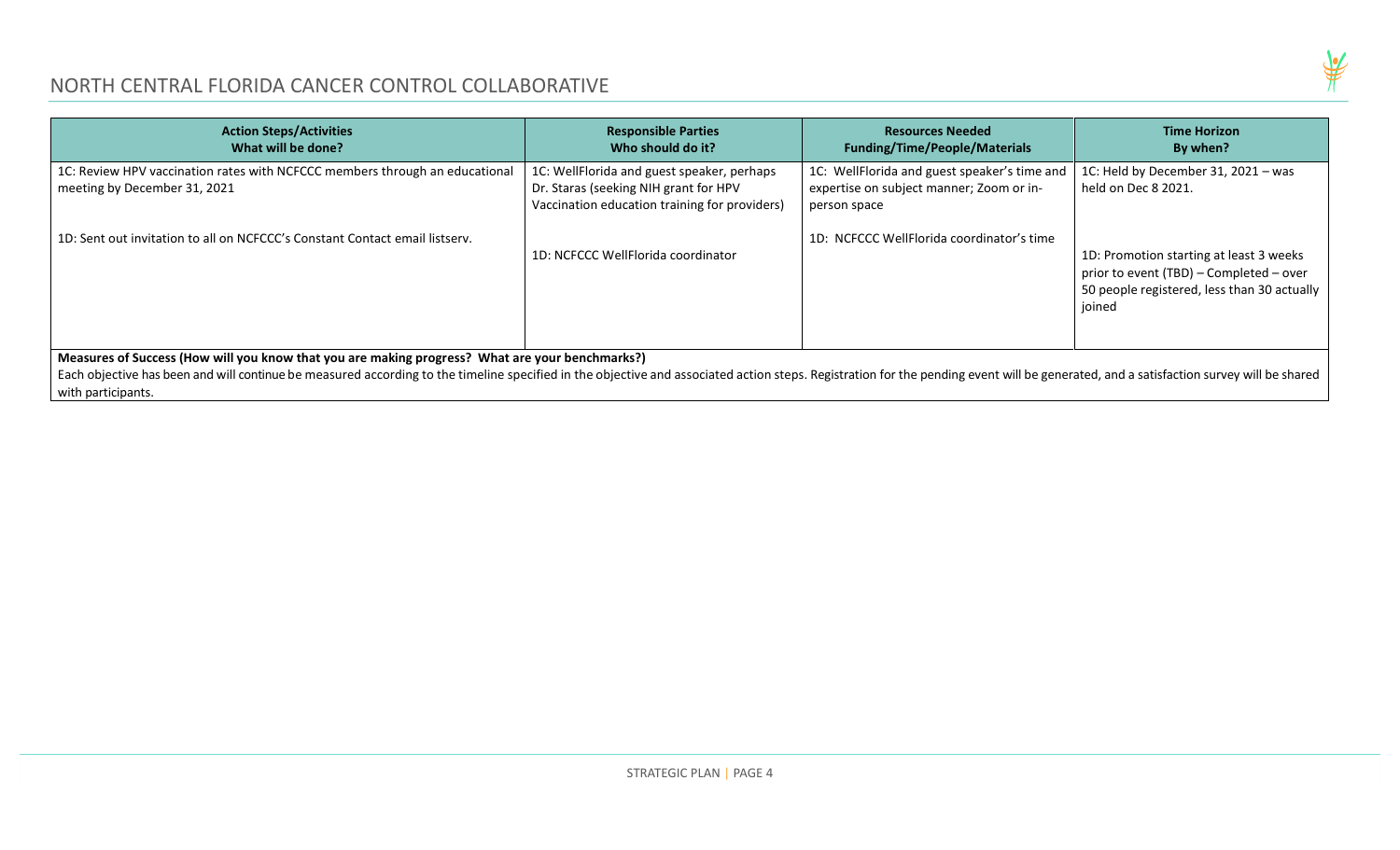# NORTH CENTRAL FLORIDA CANCER CONTROL COLLABORATIVE

| **Action Steps/Activities What will be done?** | **Responsible Parties Who should do it?** | **Resources Needed Funding/Time/People/Materials** | **Time Horizon By when?** |
|---|---|---|---|
| 1C: Review HPV vaccination rates with NCFCCC members through an educational meeting by December 31, 2021<br><br>1D: Sent out invitation to all on NCFCCC's Constant Contact email listserv. | 1C: WellFlorida and guest speaker, perhaps Dr. Staras (seeking NIH grant for HPV Vaccination education training for providers)<br><br>1D: NCFCCC WellFlorida coordinator | 1C: WellFlorida and guest speaker's time and expertise on subject manner; Zoom or in-person space<br><br>1D: NCFCCC WellFlorida coordinator's time | 1C: Held by December 31, 2021 – was held on Dec 8 2021.<br><br>1D: Promotion starting at least 3 weeks prior to event (TBD) – Completed – over 50 people registered, less than 30 actually joined |

**Measures of Success (How will you know that you are making progress? What are your benchmarks?)**

Each objective has been and will continue be measured according to the timeline specified in the objective and associated action steps. Registration for the pending event will be generated, and a satisfaction survey will be shared with participants.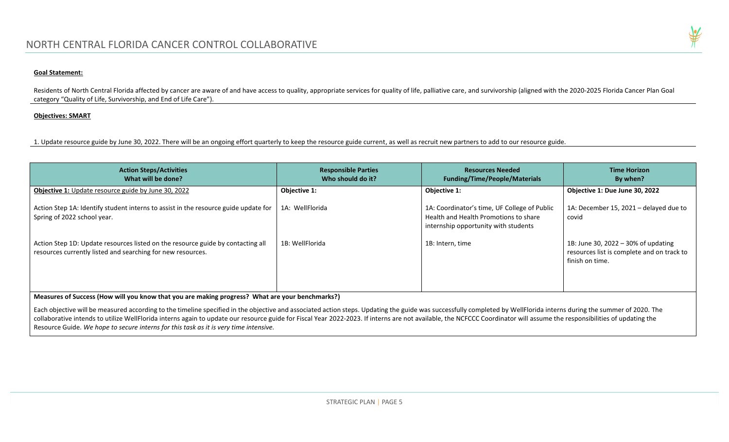**Goal Statement:**

Residents of North Central Florida affected by cancer are aware of and have access to quality, appropriate services for quality of life, palliative care, and survivorship (aligned with the 2020-2025 Florida Cancer Plan Goal category "Quality of Life, Survivorship, and End of Life Care").

**Objectives: SMART**

1. Update resource guide by June 30, 2022. There will be an ongoing effort quarterly to keep the resource guide current, as well as recruit new partners to add to our resource guide.

| Action Steps/Activities<br>What will be done? | Responsible Parties<br>Who should do it? | Resources Needed<br>Funding/Time/People/Materials | Time Horizon<br>By when? |
|---|---|---|---|
| **Objective 1:** Update resource guide by June 30, 2022 | **Objective 1:** | **Objective 1:** | **Objective 1: Due June 30, 2022** |
| Action Step 1A: Identify student interns to assist in the resource guide update for Spring of 2022 school year. | 1A: WellFlorida | 1A: Coordinator's time, UF College of Public Health and Health Promotions to share internship opportunity with students | 1A: December 15, 2021 – delayed due to covid |
| Action Step 1D: Update resources listed on the resource guide by contacting all resources currently listed and searching for new resources. | 1B: WellFlorida | 1B: Intern, time | 1B: June 30, 2022 – 30% of updating resources list is complete and on track to finish on time. |

**Measures of Success (How will you know that you are making progress? What are your benchmarks?)**

Each objective will be measured according to the timeline specified in the objective and associated action steps. Updating the guide was successfully completed by WellFlorida interns during the summer of 2020. The collaborative intends to utilize WellFlorida interns again to update our resource guide for Fiscal Year 2022-2023. If interns are not available, the NCFCCC Coordinator will assume the responsibilities of updating the Resource Guide. *We hope to secure interns for this task as it is very time intensive.*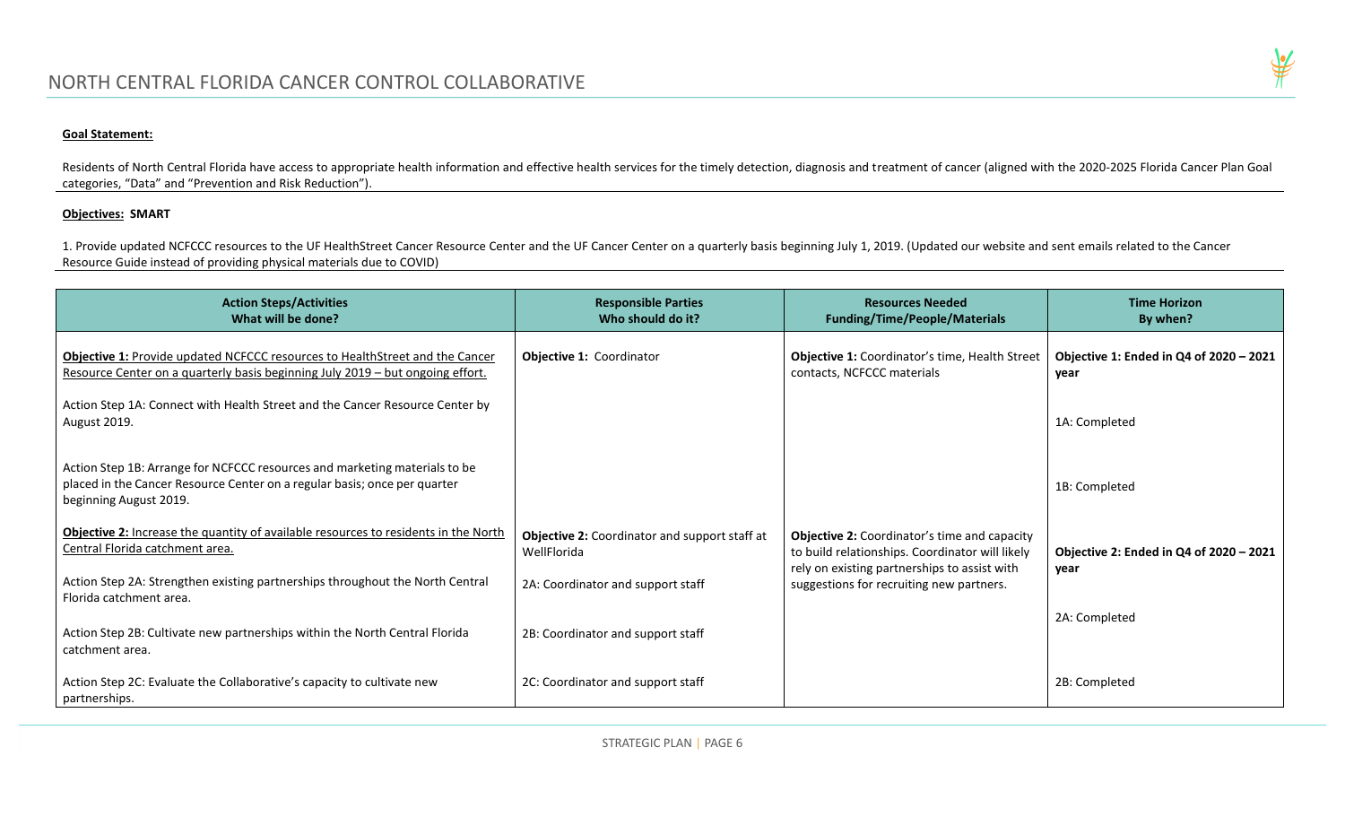**Goal Statement:**

Residents of North Central Florida have access to appropriate health information and effective health services for the timely detection, diagnosis and treatment of cancer (aligned with the 2020-2025 Florida Cancer Plan Goal categories, "Data" and "Prevention and Risk Reduction").

**Objectives: SMART**

1. Provide updated NCFCCC resources to the UF HealthStreet Cancer Resource Center and the UF Cancer Center on a quarterly basis beginning July 1, 2019. (Updated our website and sent emails related to the Cancer Resource Guide instead of providing physical materials due to COVID)

| Action Steps/Activities<br>What will be done? | Responsible Parties<br>Who should do it? | Resources Needed<br>Funding/Time/People/Materials | Time Horizon<br>By when? |
|---|---|---|---|
| **Objective 1:** Provide updated NCFCCC resources to HealthStreet and the Cancer Resource Center on a quarterly basis beginning July 2019 – but ongoing effort. | **Objective 1:** Coordinator | **Objective 1:** Coordinator's time, Health Street contacts, NCFCCC materials | **Objective 1: Ended in Q4 of 2020 – 2021 year** |
| Action Step 1A: Connect with Health Street and the Cancer Resource Center by August 2019. | | | 1A: Completed |
| Action Step 1B: Arrange for NCFCCC resources and marketing materials to be placed in the Cancer Resource Center on a regular basis; once per quarter beginning August 2019. | | | 1B: Completed |
| **Objective 2:** Increase the quantity of available resources to residents in the North Central Florida catchment area. | **Objective 2:** Coordinator and support staff at WellFlorida | **Objective 2:** Coordinator's time and capacity to build relationships. Coordinator will likely rely on existing partnerships to assist with suggestions for recruiting new partners. | **Objective 2: Ended in Q4 of 2020 – 2021 year** |
| Action Step 2A: Strengthen existing partnerships throughout the North Central Florida catchment area. | 2A: Coordinator and support staff | | 2A: Completed |
| Action Step 2B: Cultivate new partnerships within the North Central Florida catchment area. | 2B: Coordinator and support staff | | 2B: Completed |
| Action Step 2C: Evaluate the Collaborative's capacity to cultivate new partnerships. | 2C: Coordinator and support staff | | |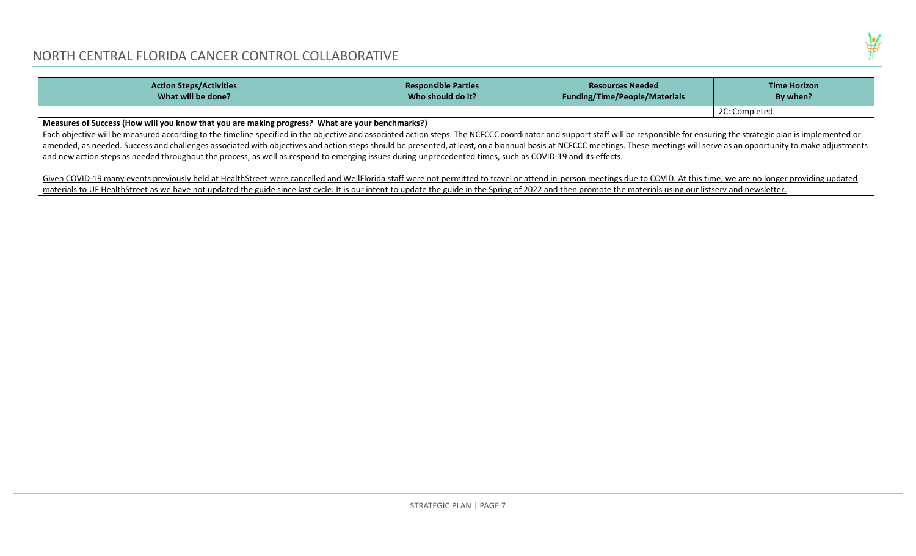| Action Steps/Activities<br>What will be done? | Responsible Parties<br>Who should do it? | Resources Needed<br>Funding/Time/People/Materials | Time Horizon<br>By when? |
|---|---|---|---|
| | | | 2C: Completed |

**Measures of Success (How will you know that you are making progress? What are your benchmarks?)**

Each objective will be measured according to the timeline specified in the objective and associated action steps. The NCFCCC coordinator and support staff will be responsible for ensuring the strategic plan is implemented or amended, as needed. Success and challenges associated with objectives and action steps should be presented, at least, on a biannual basis at NCFCCC meetings. These meetings will serve as an opportunity to make adjustments and new action steps as needed throughout the process, as well as respond to emerging issues during unprecedented times, such as COVID-19 and its effects.

Given COVID-19 many events previously held at HealthStreet were cancelled and WellFlorida staff were not permitted to travel or attend in-person meetings due to COVID. At this time, we are no longer providing updated materials to UF HealthStreet as we have not updated the guide since last cycle. It is our intent to update the guide in the Spring of 2022 and then promote the materials using our listserv and newsletter.